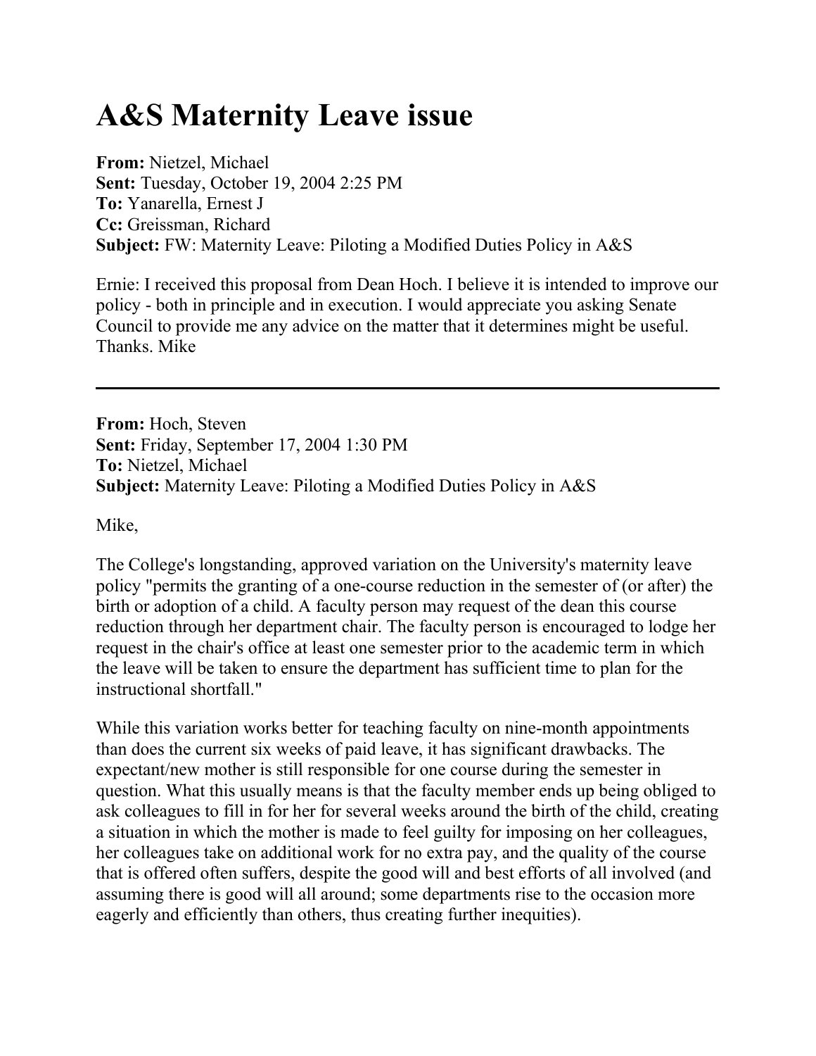# A&S Maternity Leave issue

**From:** Nietzel, Michael
**Sent:** Tuesday, October 19, 2004 2:25 PM
**To:** Yanarella, Ernest J
**Cc:** Greissman, Richard
**Subject:** FW: Maternity Leave: Piloting a Modified Duties Policy in A&S

Ernie: I received this proposal from Dean Hoch. I believe it is intended to improve our policy - both in principle and in execution. I would appreciate you asking Senate Council to provide me any advice on the matter that it determines might be useful. Thanks. Mike

---

**From:** Hoch, Steven
**Sent:** Friday, September 17, 2004 1:30 PM
**To:** Nietzel, Michael
**Subject:** Maternity Leave: Piloting a Modified Duties Policy in A&S

Mike,

The College's longstanding, approved variation on the University's maternity leave policy "permits the granting of a one-course reduction in the semester of (or after) the birth or adoption of a child. A faculty person may request of the dean this course reduction through her department chair. The faculty person is encouraged to lodge her request in the chair's office at least one semester prior to the academic term in which the leave will be taken to ensure the department has sufficient time to plan for the instructional shortfall."

While this variation works better for teaching faculty on nine-month appointments than does the current six weeks of paid leave, it has significant drawbacks. The expectant/new mother is still responsible for one course during the semester in question. What this usually means is that the faculty member ends up being obliged to ask colleagues to fill in for her for several weeks around the birth of the child, creating a situation in which the mother is made to feel guilty for imposing on her colleagues, her colleagues take on additional work for no extra pay, and the quality of the course that is offered often suffers, despite the good will and best efforts of all involved (and assuming there is good will all around; some departments rise to the occasion more eagerly and efficiently than others, thus creating further inequities).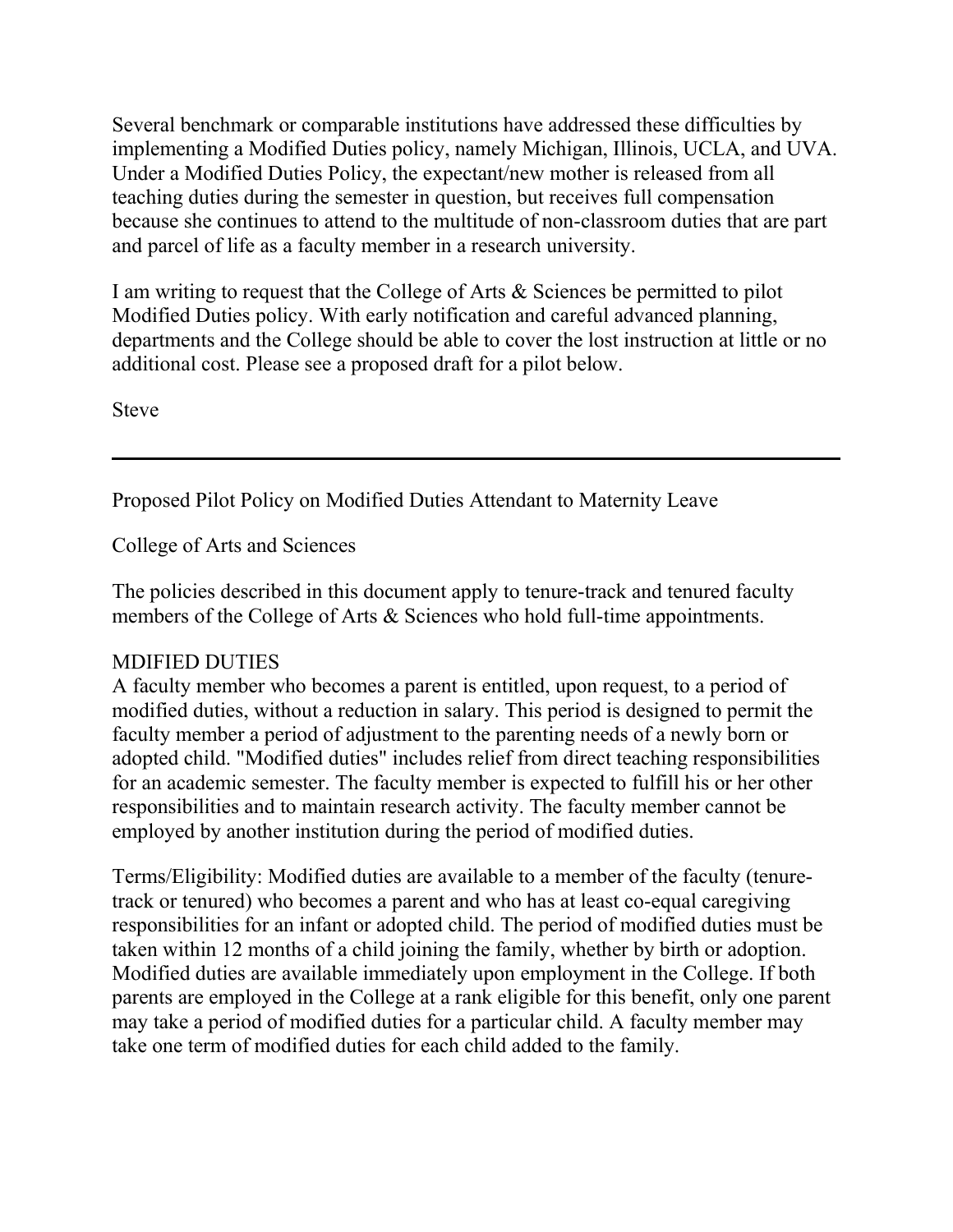Several benchmark or comparable institutions have addressed these difficulties by implementing a Modified Duties policy, namely Michigan, Illinois, UCLA, and UVA. Under a Modified Duties Policy, the expectant/new mother is released from all teaching duties during the semester in question, but receives full compensation because she continues to attend to the multitude of non-classroom duties that are part and parcel of life as a faculty member in a research university.

I am writing to request that the College of Arts & Sciences be permitted to pilot Modified Duties policy. With early notification and careful advanced planning, departments and the College should be able to cover the lost instruction at little or no additional cost. Please see a proposed draft for a pilot below.

Steve

---

Proposed Pilot Policy on Modified Duties Attendant to Maternity Leave

College of Arts and Sciences

The policies described in this document apply to tenure-track and tenured faculty members of the College of Arts & Sciences who hold full-time appointments.

MDIFIED DUTIES

A faculty member who becomes a parent is entitled, upon request, to a period of modified duties, without a reduction in salary. This period is designed to permit the faculty member a period of adjustment to the parenting needs of a newly born or adopted child. "Modified duties" includes relief from direct teaching responsibilities for an academic semester. The faculty member is expected to fulfill his or her other responsibilities and to maintain research activity. The faculty member cannot be employed by another institution during the period of modified duties.

Terms/Eligibility: Modified duties are available to a member of the faculty (tenure-track or tenured) who becomes a parent and who has at least co-equal caregiving responsibilities for an infant or adopted child. The period of modified duties must be taken within 12 months of a child joining the family, whether by birth or adoption. Modified duties are available immediately upon employment in the College. If both parents are employed in the College at a rank eligible for this benefit, only one parent may take a period of modified duties for a particular child. A faculty member may take one term of modified duties for each child added to the family.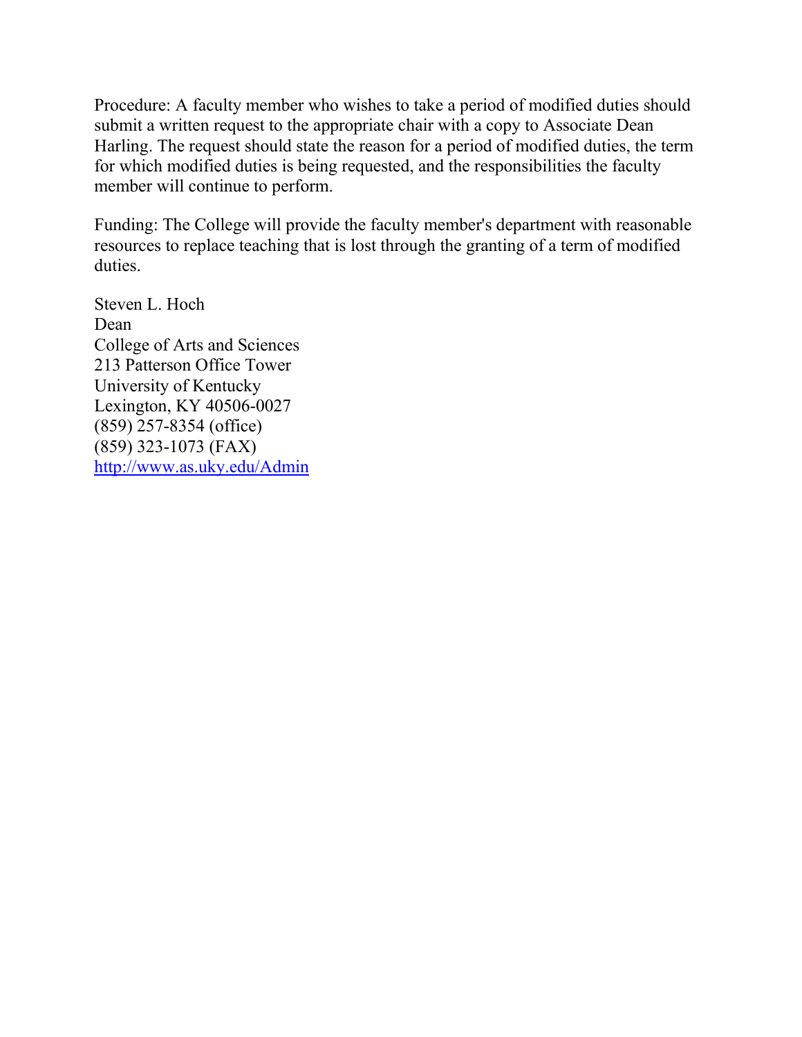Procedure: A faculty member who wishes to take a period of modified duties should submit a written request to the appropriate chair with a copy to Associate Dean Harling. The request should state the reason for a period of modified duties, the term for which modified duties is being requested, and the responsibilities the faculty member will continue to perform.

Funding: The College will provide the faculty member's department with reasonable resources to replace teaching that is lost through the granting of a term of modified duties.

Steven L. Hoch  
Dean  
College of Arts and Sciences  
213 Patterson Office Tower  
University of Kentucky  
Lexington, KY 40506-0027  
(859) 257-8354 (office)  
(859) 323-1073 (FAX)  
[http://www.as.uky.edu/Admin](http://www.as.uky.edu/Admin)